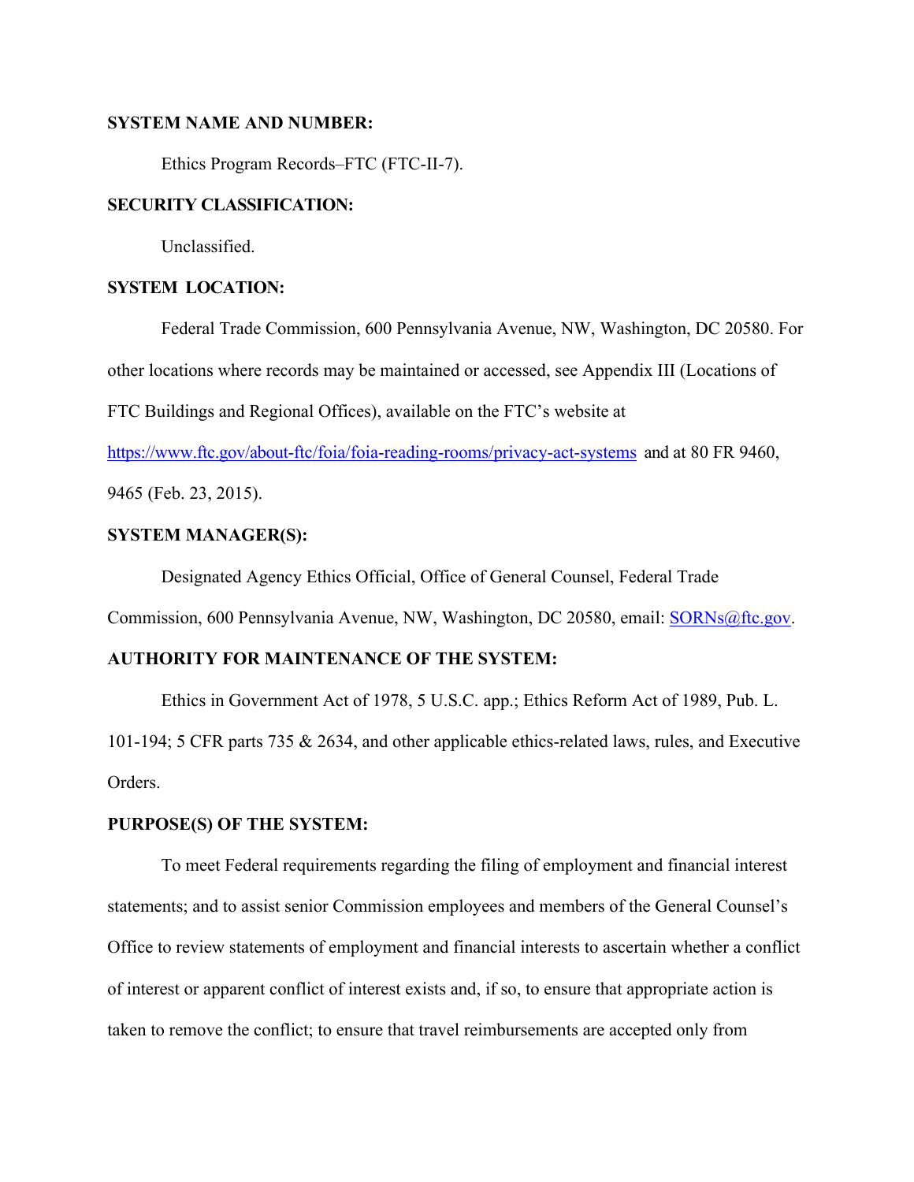**SYSTEM NAME AND NUMBER:**

Ethics Program Records–FTC (FTC-II-7).

**SECURITY CLASSIFICATION:**

Unclassified.

**SYSTEM LOCATION:**

Federal Trade Commission, 600 Pennsylvania Avenue, NW, Washington, DC 20580. For other locations where records may be maintained or accessed, see Appendix III (Locations of FTC Buildings and Regional Offices), available on the FTC's website at https://www.ftc.gov/about-ftc/foia/foia-reading-rooms/privacy-act-systems and at 80 FR 9460, 9465 (Feb. 23, 2015).

**SYSTEM MANAGER(S):**

Designated Agency Ethics Official, Office of General Counsel, Federal Trade Commission, 600 Pennsylvania Avenue, NW, Washington, DC 20580, email: SORNs@ftc.gov.

**AUTHORITY FOR MAINTENANCE OF THE SYSTEM:**

Ethics in Government Act of 1978, 5 U.S.C. app.; Ethics Reform Act of 1989, Pub. L. 101-194; 5 CFR parts 735 & 2634, and other applicable ethics-related laws, rules, and Executive Orders.

**PURPOSE(S) OF THE SYSTEM:**

To meet Federal requirements regarding the filing of employment and financial interest statements; and to assist senior Commission employees and members of the General Counsel's Office to review statements of employment and financial interests to ascertain whether a conflict of interest or apparent conflict of interest exists and, if so, to ensure that appropriate action is taken to remove the conflict; to ensure that travel reimbursements are accepted only from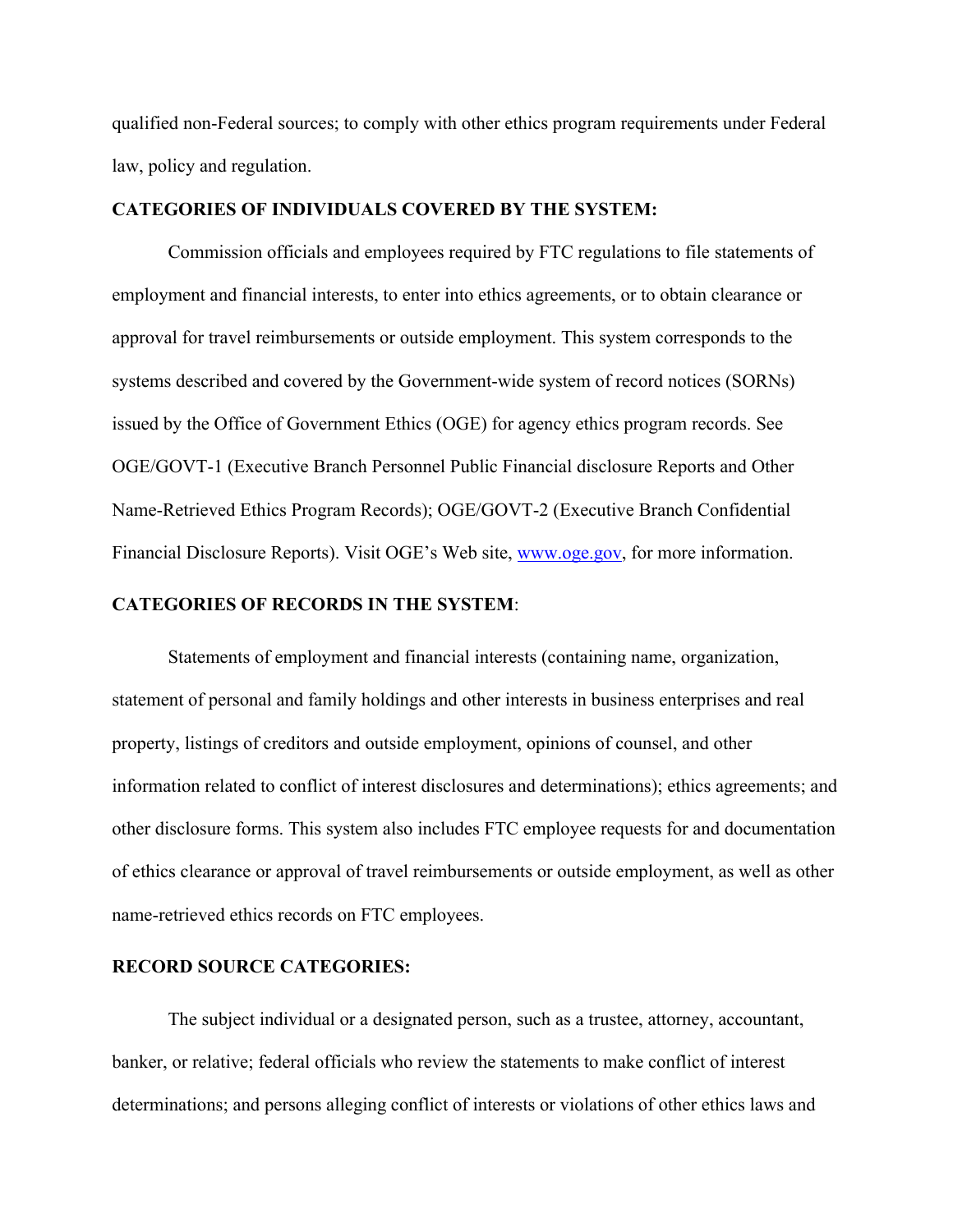qualified non-Federal sources; to comply with other ethics program requirements under Federal law, policy and regulation.

**CATEGORIES OF INDIVIDUALS COVERED BY THE SYSTEM:**

Commission officials and employees required by FTC regulations to file statements of employment and financial interests, to enter into ethics agreements, or to obtain clearance or approval for travel reimbursements or outside employment. This system corresponds to the systems described and covered by the Government-wide system of record notices (SORNs) issued by the Office of Government Ethics (OGE) for agency ethics program records. See OGE/GOVT-1 (Executive Branch Personnel Public Financial disclosure Reports and Other Name-Retrieved Ethics Program Records); OGE/GOVT-2 (Executive Branch Confidential Financial Disclosure Reports). Visit OGE's Web site, [www.oge.gov](http://www.oge.gov), for more information.

**CATEGORIES OF RECORDS IN THE SYSTEM**:

Statements of employment and financial interests (containing name, organization, statement of personal and family holdings and other interests in business enterprises and real property, listings of creditors and outside employment, opinions of counsel, and other information related to conflict of interest disclosures and determinations); ethics agreements; and other disclosure forms. This system also includes FTC employee requests for and documentation of ethics clearance or approval of travel reimbursements or outside employment, as well as other name-retrieved ethics records on FTC employees.

**RECORD SOURCE CATEGORIES:**

The subject individual or a designated person, such as a trustee, attorney, accountant, banker, or relative; federal officials who review the statements to make conflict of interest determinations; and persons alleging conflict of interests or violations of other ethics laws and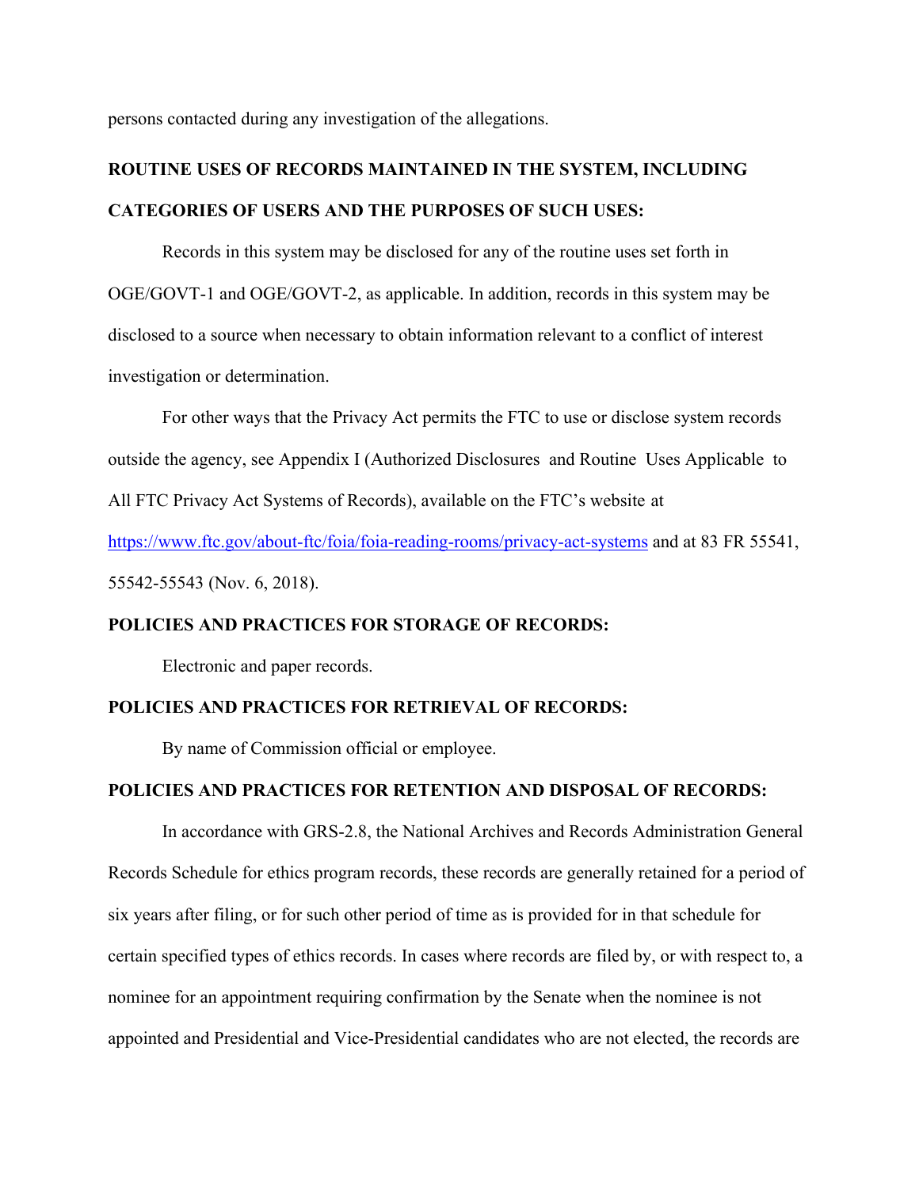persons contacted during any investigation of the allegations.

**ROUTINE USES OF RECORDS MAINTAINED IN THE SYSTEM, INCLUDING CATEGORIES OF USERS AND THE PURPOSES OF SUCH USES:**

Records in this system may be disclosed for any of the routine uses set forth in OGE/GOVT-1 and OGE/GOVT-2, as applicable. In addition, records in this system may be disclosed to a source when necessary to obtain information relevant to a conflict of interest investigation or determination.

For other ways that the Privacy Act permits the FTC to use or disclose system records outside the agency, see Appendix I (Authorized Disclosures and Routine Uses Applicable to All FTC Privacy Act Systems of Records), available on the FTC's website at https://www.ftc.gov/about-ftc/foia/foia-reading-rooms/privacy-act-systems and at 83 FR 55541, 55542-55543 (Nov. 6, 2018).

**POLICIES AND PRACTICES FOR STORAGE OF RECORDS:**

Electronic and paper records.

**POLICIES AND PRACTICES FOR RETRIEVAL OF RECORDS:**

By name of Commission official or employee.

**POLICIES AND PRACTICES FOR RETENTION AND DISPOSAL OF RECORDS:**

In accordance with GRS-2.8, the National Archives and Records Administration General Records Schedule for ethics program records, these records are generally retained for a period of six years after filing, or for such other period of time as is provided for in that schedule for certain specified types of ethics records. In cases where records are filed by, or with respect to, a nominee for an appointment requiring confirmation by the Senate when the nominee is not appointed and Presidential and Vice-Presidential candidates who are not elected, the records are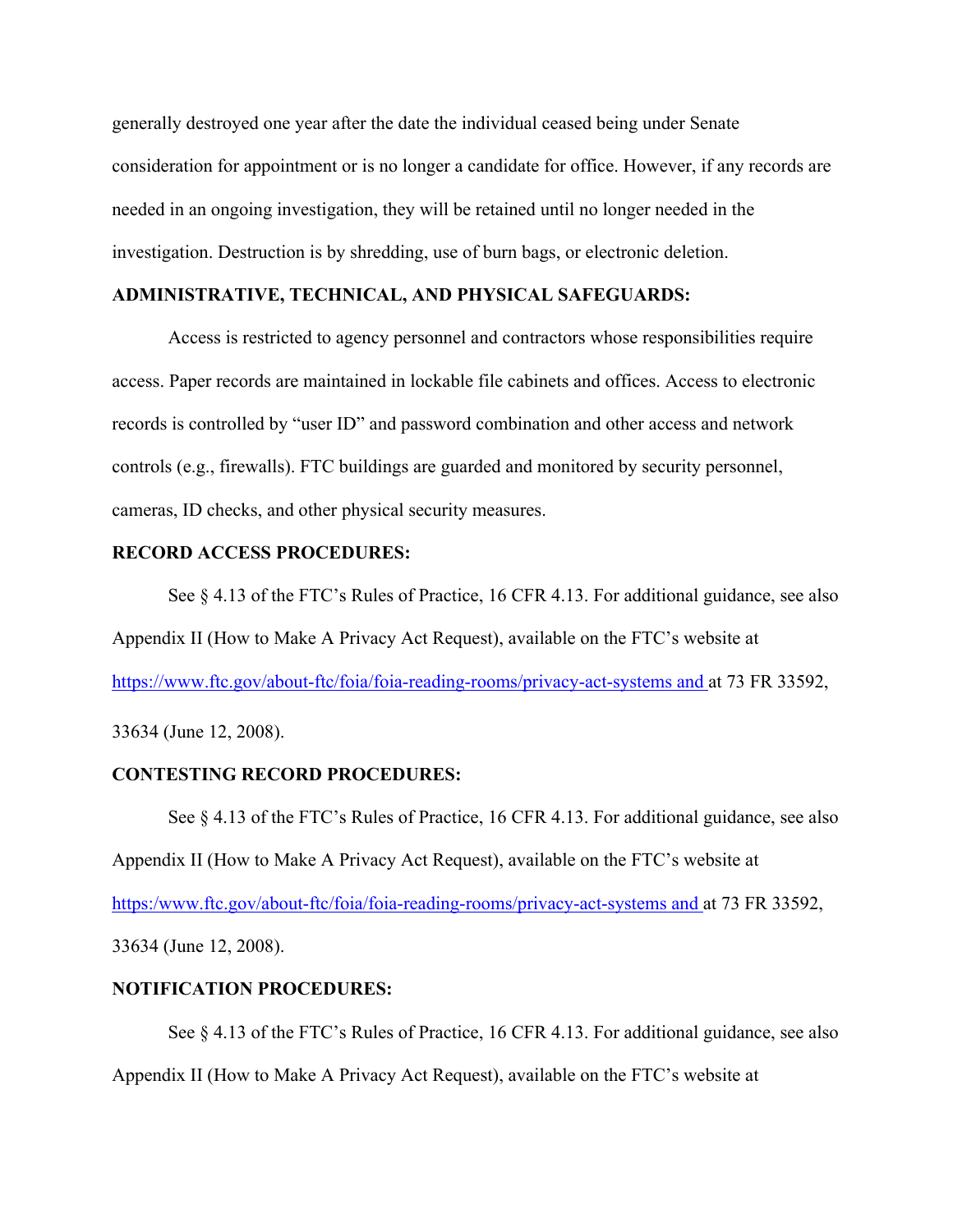generally destroyed one year after the date the individual ceased being under Senate consideration for appointment or is no longer a candidate for office. However, if any records are needed in an ongoing investigation, they will be retained until no longer needed in the investigation. Destruction is by shredding, use of burn bags, or electronic deletion.

**ADMINISTRATIVE, TECHNICAL, AND PHYSICAL SAFEGUARDS:**

Access is restricted to agency personnel and contractors whose responsibilities require access. Paper records are maintained in lockable file cabinets and offices. Access to electronic records is controlled by "user ID" and password combination and other access and network controls (e.g., firewalls). FTC buildings are guarded and monitored by security personnel, cameras, ID checks, and other physical security measures.

**RECORD ACCESS PROCEDURES:**

See § 4.13 of the FTC's Rules of Practice, 16 CFR 4.13. For additional guidance, see also Appendix II (How to Make A Privacy Act Request), available on the FTC's website at https://www.ftc.gov/about-ftc/foia/foia-reading-rooms/privacy-act-systems and at 73 FR 33592, 33634 (June 12, 2008).

**CONTESTING RECORD PROCEDURES:**

See § 4.13 of the FTC's Rules of Practice, 16 CFR 4.13. For additional guidance, see also Appendix II (How to Make A Privacy Act Request), available on the FTC's website at https:/www.ftc.gov/about-ftc/foia/foia-reading-rooms/privacy-act-systems and at 73 FR 33592, 33634 (June 12, 2008).

**NOTIFICATION PROCEDURES:**

See § 4.13 of the FTC's Rules of Practice, 16 CFR 4.13. For additional guidance, see also Appendix II (How to Make A Privacy Act Request), available on the FTC's website at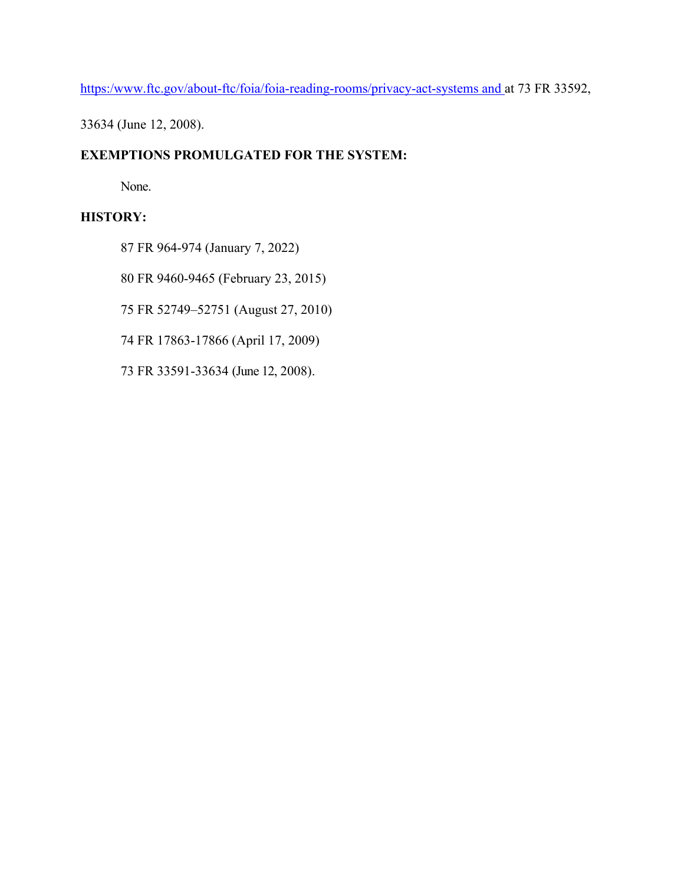https:/www.ftc.gov/about-ftc/foia/foia-reading-rooms/privacy-act-systems and at 73 FR 33592, 33634 (June 12, 2008).

**EXEMPTIONS PROMULGATED FOR THE SYSTEM:**

None.

**HISTORY:**

87 FR 964-974 (January 7, 2022)

80 FR 9460-9465 (February 23, 2015)

75 FR 52749–52751 (August 27, 2010)

74 FR 17863-17866 (April 17, 2009)

73 FR 33591-33634 (June 12, 2008).